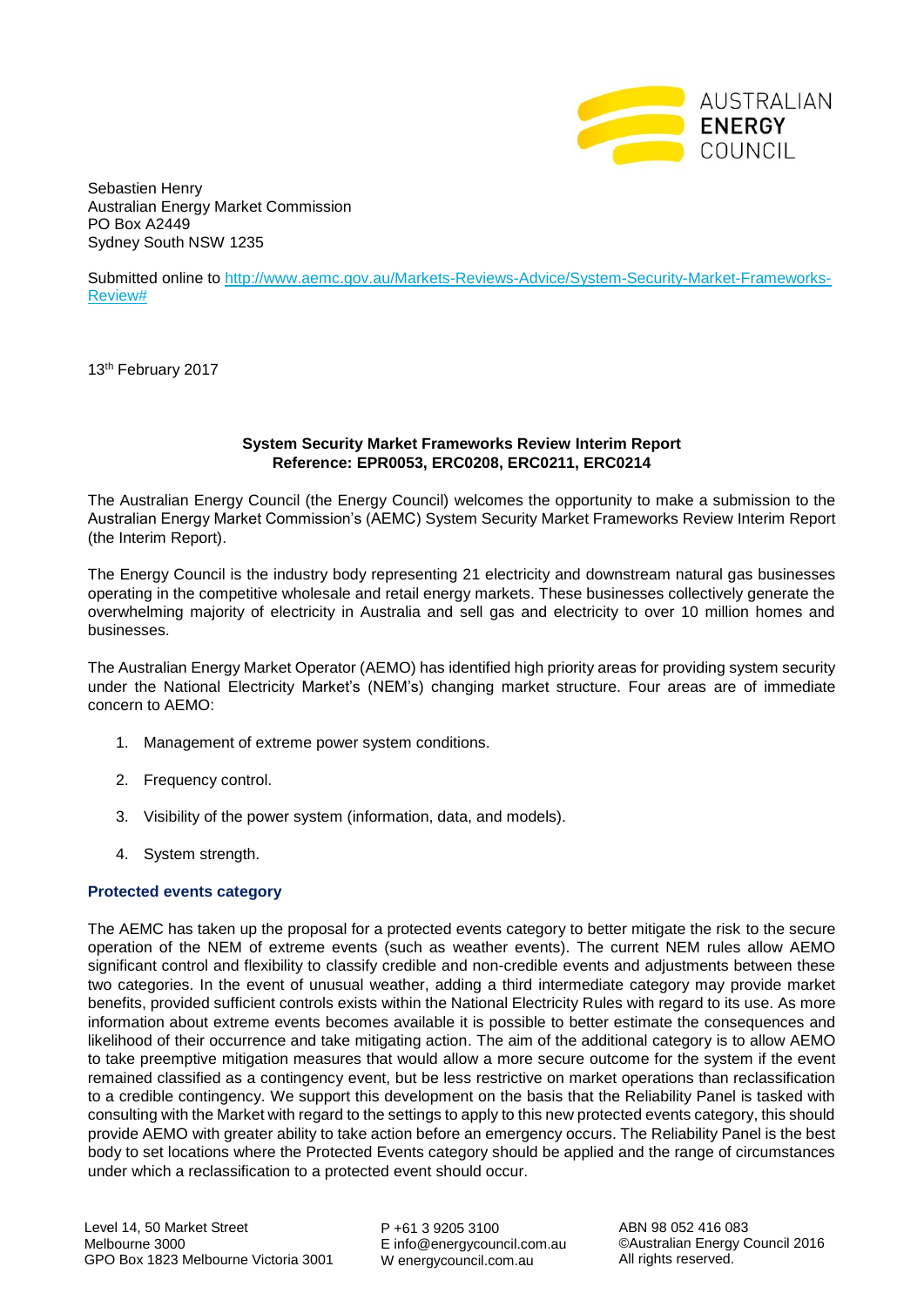Sebastien Henry
Australian Energy Market Commission
PO Box A2449
Sydney South NSW 1235

Submitted online to http://www.aemc.gov.au/Markets-Reviews-Advice/System-Security-Market-Frameworks-Review#

13th February 2017

**System Security Market Frameworks Review Interim Report**
**Reference: EPR0053, ERC0208, ERC0211, ERC0214**

The Australian Energy Council (the Energy Council) welcomes the opportunity to make a submission to the Australian Energy Market Commission's (AEMC) System Security Market Frameworks Review Interim Report (the Interim Report).

The Energy Council is the industry body representing 21 electricity and downstream natural gas businesses operating in the competitive wholesale and retail energy markets. These businesses collectively generate the overwhelming majority of electricity in Australia and sell gas and electricity to over 10 million homes and businesses.

The Australian Energy Market Operator (AEMO) has identified high priority areas for providing system security under the National Electricity Market's (NEM's) changing market structure. Four areas are of immediate concern to AEMO:

1. Management of extreme power system conditions.
2. Frequency control.
3. Visibility of the power system (information, data, and models).
4. System strength.

## Protected events category

The AEMC has taken up the proposal for a protected events category to better mitigate the risk to the secure operation of the NEM of extreme events (such as weather events). The current NEM rules allow AEMO significant control and flexibility to classify credible and non-credible events and adjustments between these two categories. In the event of unusual weather, adding a third intermediate category may provide market benefits, provided sufficient controls exists within the National Electricity Rules with regard to its use. As more information about extreme events becomes available it is possible to better estimate the consequences and likelihood of their occurrence and take mitigating action. The aim of the additional category is to allow AEMO to take preemptive mitigation measures that would allow a more secure outcome for the system if the event remained classified as a contingency event, but be less restrictive on market operations than reclassification to a credible contingency. We support this development on the basis that the Reliability Panel is tasked with consulting with the Market with regard to the settings to apply to this new protected events category, this should provide AEMO with greater ability to take action before an emergency occurs. The Reliability Panel is the best body to set locations where the Protected Events category should be applied and the range of circumstances under which a reclassification to a protected event should occur.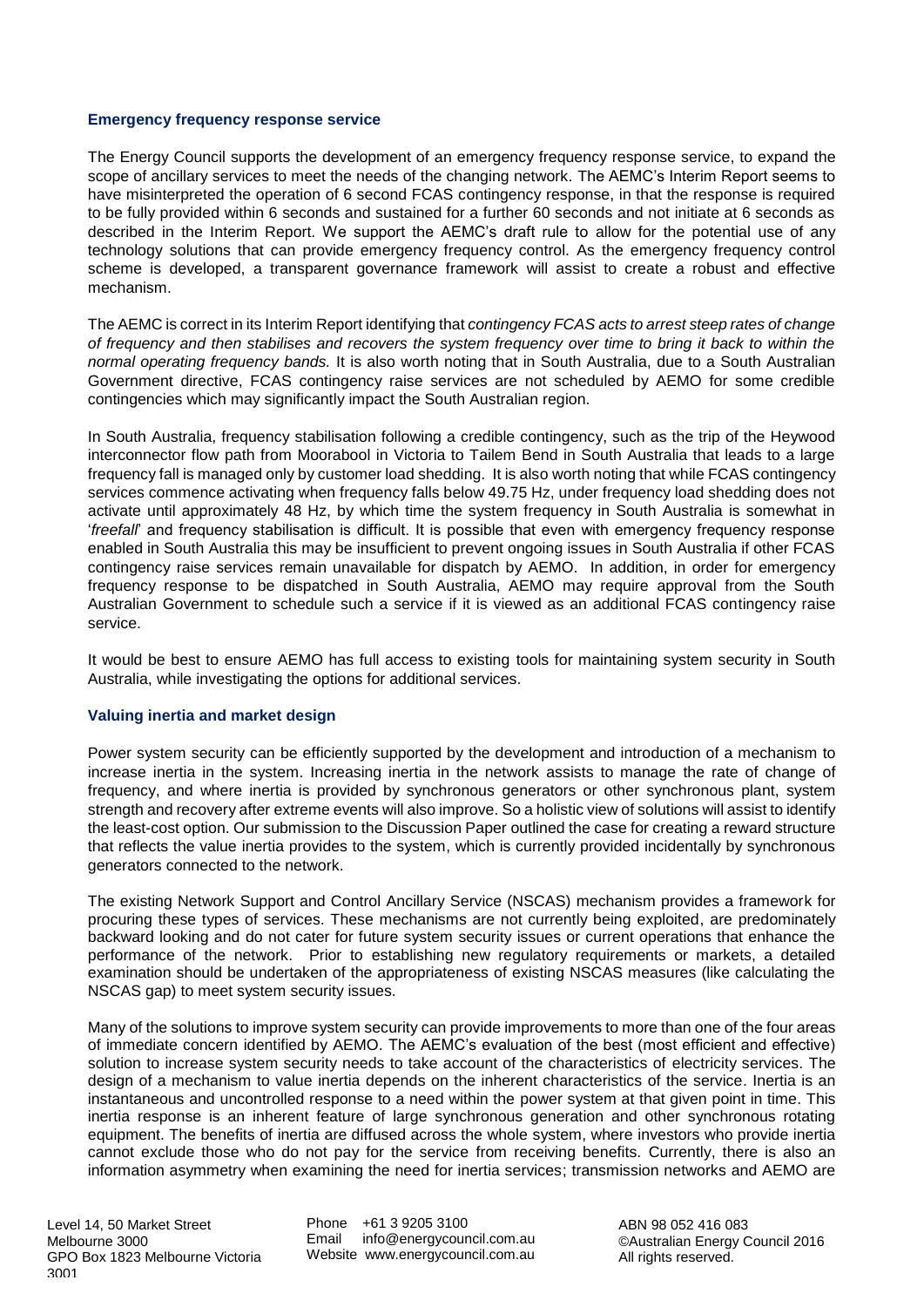### Emergency frequency response service

The Energy Council supports the development of an emergency frequency response service, to expand the scope of ancillary services to meet the needs of the changing network. The AEMC's Interim Report seems to have misinterpreted the operation of 6 second FCAS contingency response, in that the response is required to be fully provided within 6 seconds and sustained for a further 60 seconds and not initiate at 6 seconds as described in the Interim Report. We support the AEMC's draft rule to allow for the potential use of any technology solutions that can provide emergency frequency control. As the emergency frequency control scheme is developed, a transparent governance framework will assist to create a robust and effective mechanism.

The AEMC is correct in its Interim Report identifying that *contingency FCAS acts to arrest steep rates of change of frequency and then stabilises and recovers the system frequency over time to bring it back to within the normal operating frequency bands.* It is also worth noting that in South Australia, due to a South Australian Government directive, FCAS contingency raise services are not scheduled by AEMO for some credible contingencies which may significantly impact the South Australian region.

In South Australia, frequency stabilisation following a credible contingency, such as the trip of the Heywood interconnector flow path from Moorabool in Victoria to Tailem Bend in South Australia that leads to a large frequency fall is managed only by customer load shedding. It is also worth noting that while FCAS contingency services commence activating when frequency falls below 49.75 Hz, under frequency load shedding does not activate until approximately 48 Hz, by which time the system frequency in South Australia is somewhat in '*freefall*' and frequency stabilisation is difficult. It is possible that even with emergency frequency response enabled in South Australia this may be insufficient to prevent ongoing issues in South Australia if other FCAS contingency raise services remain unavailable for dispatch by AEMO. In addition, in order for emergency frequency response to be dispatched in South Australia, AEMO may require approval from the South Australian Government to schedule such a service if it is viewed as an additional FCAS contingency raise service.

It would be best to ensure AEMO has full access to existing tools for maintaining system security in South Australia, while investigating the options for additional services.

### Valuing inertia and market design

Power system security can be efficiently supported by the development and introduction of a mechanism to increase inertia in the system. Increasing inertia in the network assists to manage the rate of change of frequency, and where inertia is provided by synchronous generators or other synchronous plant, system strength and recovery after extreme events will also improve. So a holistic view of solutions will assist to identify the least-cost option. Our submission to the Discussion Paper outlined the case for creating a reward structure that reflects the value inertia provides to the system, which is currently provided incidentally by synchronous generators connected to the network.

The existing Network Support and Control Ancillary Service (NSCAS) mechanism provides a framework for procuring these types of services. These mechanisms are not currently being exploited, are predominately backward looking and do not cater for future system security issues or current operations that enhance the performance of the network. Prior to establishing new regulatory requirements or markets, a detailed examination should be undertaken of the appropriateness of existing NSCAS measures (like calculating the NSCAS gap) to meet system security issues.

Many of the solutions to improve system security can provide improvements to more than one of the four areas of immediate concern identified by AEMO. The AEMC's evaluation of the best (most efficient and effective) solution to increase system security needs to take account of the characteristics of electricity services. The design of a mechanism to value inertia depends on the inherent characteristics of the service. Inertia is an instantaneous and uncontrolled response to a need within the power system at that given point in time. This inertia response is an inherent feature of large synchronous generation and other synchronous rotating equipment. The benefits of inertia are diffused across the whole system, where investors who provide inertia cannot exclude those who do not pay for the service from receiving benefits. Currently, there is also an information asymmetry when examining the need for inertia services; transmission networks and AEMO are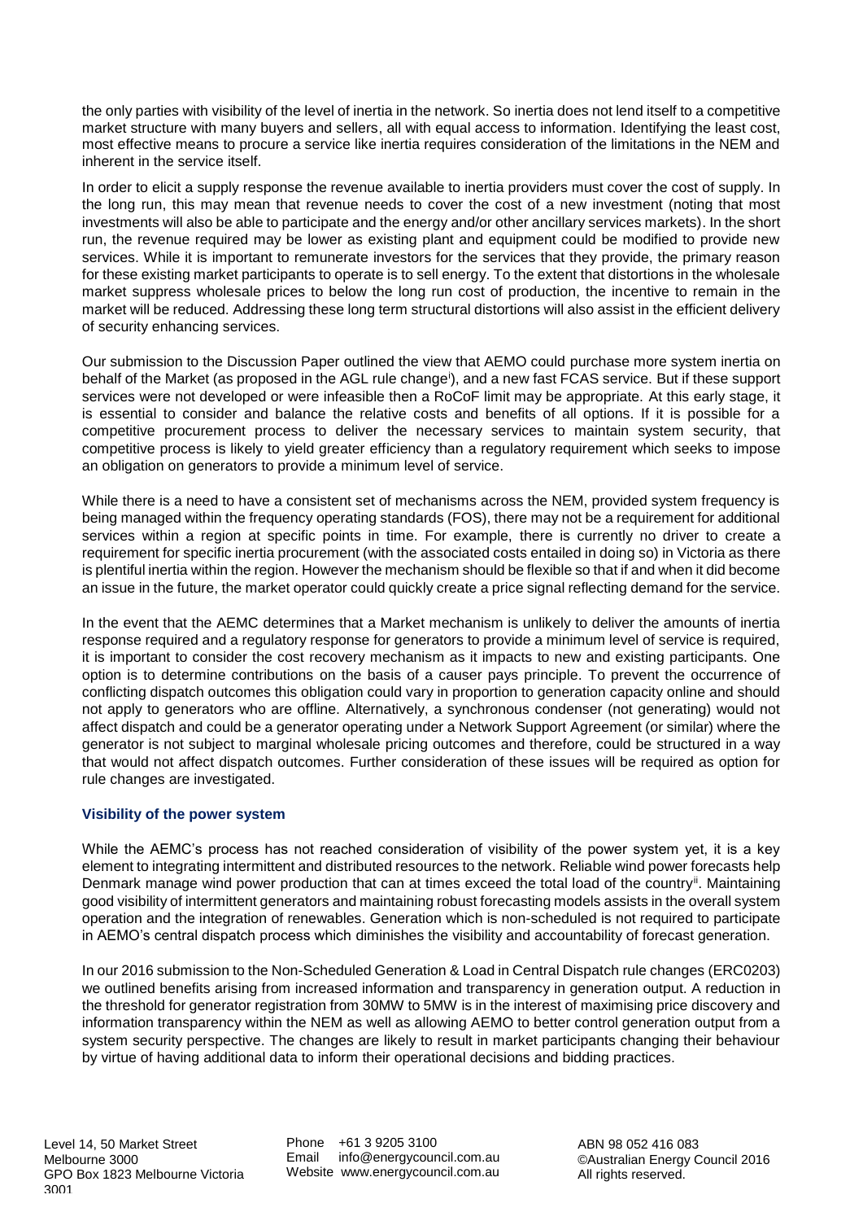the only parties with visibility of the level of inertia in the network. So inertia does not lend itself to a competitive market structure with many buyers and sellers, all with equal access to information. Identifying the least cost, most effective means to procure a service like inertia requires consideration of the limitations in the NEM and inherent in the service itself.

In order to elicit a supply response the revenue available to inertia providers must cover the cost of supply. In the long run, this may mean that revenue needs to cover the cost of a new investment (noting that most investments will also be able to participate and the energy and/or other ancillary services markets). In the short run, the revenue required may be lower as existing plant and equipment could be modified to provide new services. While it is important to remunerate investors for the services that they provide, the primary reason for these existing market participants to operate is to sell energy. To the extent that distortions in the wholesale market suppress wholesale prices to below the long run cost of production, the incentive to remain in the market will be reduced. Addressing these long term structural distortions will also assist in the efficient delivery of security enhancing services.

Our submission to the Discussion Paper outlined the view that AEMO could purchase more system inertia on behalf of the Market (as proposed in the AGL rule change[i]), and a new fast FCAS service. But if these support services were not developed or were infeasible then a RoCoF limit may be appropriate. At this early stage, it is essential to consider and balance the relative costs and benefits of all options. If it is possible for a competitive procurement process to deliver the necessary services to maintain system security, that competitive process is likely to yield greater efficiency than a regulatory requirement which seeks to impose an obligation on generators to provide a minimum level of service.

While there is a need to have a consistent set of mechanisms across the NEM, provided system frequency is being managed within the frequency operating standards (FOS), there may not be a requirement for additional services within a region at specific points in time. For example, there is currently no driver to create a requirement for specific inertia procurement (with the associated costs entailed in doing so) in Victoria as there is plentiful inertia within the region. However the mechanism should be flexible so that if and when it did become an issue in the future, the market operator could quickly create a price signal reflecting demand for the service.

In the event that the AEMC determines that a Market mechanism is unlikely to deliver the amounts of inertia response required and a regulatory response for generators to provide a minimum level of service is required, it is important to consider the cost recovery mechanism as it impacts to new and existing participants. One option is to determine contributions on the basis of a causer pays principle. To prevent the occurrence of conflicting dispatch outcomes this obligation could vary in proportion to generation capacity online and should not apply to generators who are offline. Alternatively, a synchronous condenser (not generating) would not affect dispatch and could be a generator operating under a Network Support Agreement (or similar) where the generator is not subject to marginal wholesale pricing outcomes and therefore, could be structured in a way that would not affect dispatch outcomes. Further consideration of these issues will be required as option for rule changes are investigated.

### Visibility of the power system

While the AEMC's process has not reached consideration of visibility of the power system yet, it is a key element to integrating intermittent and distributed resources to the network. Reliable wind power forecasts help Denmark manage wind power production that can at times exceed the total load of the country[ii]. Maintaining good visibility of intermittent generators and maintaining robust forecasting models assists in the overall system operation and the integration of renewables. Generation which is non-scheduled is not required to participate in AEMO's central dispatch process which diminishes the visibility and accountability of forecast generation.

In our 2016 submission to the Non-Scheduled Generation & Load in Central Dispatch rule changes (ERC0203) we outlined benefits arising from increased information and transparency in generation output. A reduction in the threshold for generator registration from 30MW to 5MW is in the interest of maximising price discovery and information transparency within the NEM as well as allowing AEMO to better control generation output from a system security perspective. The changes are likely to result in market participants changing their behaviour by virtue of having additional data to inform their operational decisions and bidding practices.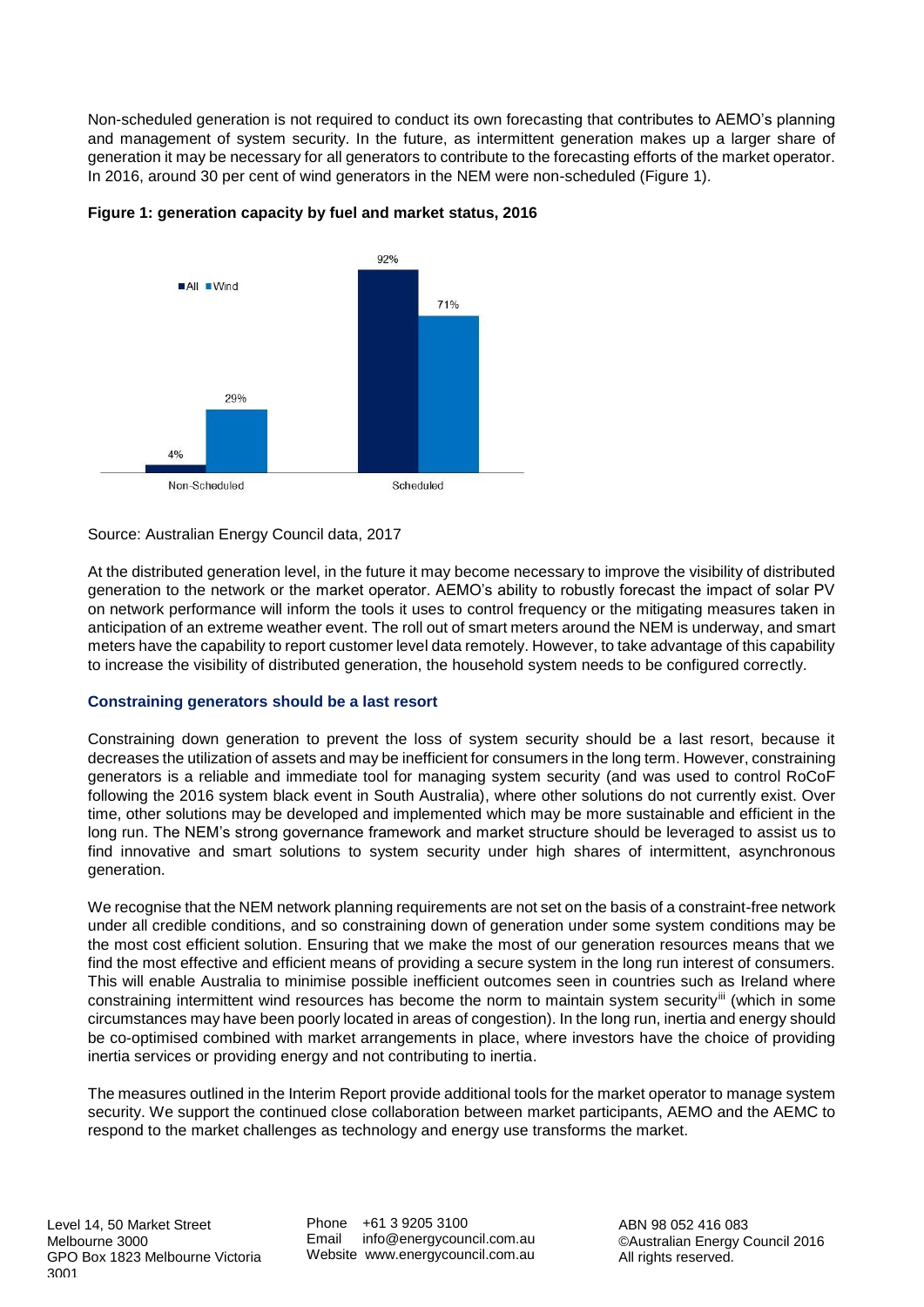Non-scheduled generation is not required to conduct its own forecasting that contributes to AEMO's planning and management of system security. In the future, as intermittent generation makes up a larger share of generation it may be necessary for all generators to contribute to the forecasting efforts of the market operator. In 2016, around 30 per cent of wind generators in the NEM were non-scheduled (Figure 1).

**Figure 1: generation capacity by fuel and market status, 2016**

| | All | Wind |
|---|---|---|
| Non-Scheduled | 4% | 29% |
| Scheduled | 92% | 71% |

Source: Australian Energy Council data, 2017

At the distributed generation level, in the future it may become necessary to improve the visibility of distributed generation to the network or the market operator. AEMO's ability to robustly forecast the impact of solar PV on network performance will inform the tools it uses to control frequency or the mitigating measures taken in anticipation of an extreme weather event. The roll out of smart meters around the NEM is underway, and smart meters have the capability to report customer level data remotely. However, to take advantage of this capability to increase the visibility of distributed generation, the household system needs to be configured correctly.

### Constraining generators should be a last resort

Constraining down generation to prevent the loss of system security should be a last resort, because it decreases the utilization of assets and may be inefficient for consumers in the long term. However, constraining generators is a reliable and immediate tool for managing system security (and was used to control RoCoF following the 2016 system black event in South Australia), where other solutions do not currently exist. Over time, other solutions may be developed and implemented which may be more sustainable and efficient in the long run. The NEM's strong governance framework and market structure should be leveraged to assist us to find innovative and smart solutions to system security under high shares of intermittent, asynchronous generation.

We recognise that the NEM network planning requirements are not set on the basis of a constraint-free network under all credible conditions, and so constraining down of generation under some system conditions may be the most cost efficient solution. Ensuring that we make the most of our generation resources means that we find the most effective and efficient means of providing a secure system in the long run interest of consumers. This will enable Australia to minimise possible inefficient outcomes seen in countries such as Ireland where constraining intermittent wind resources has become the norm to maintain system security[iii] (which in some circumstances may have been poorly located in areas of congestion). In the long run, inertia and energy should be co-optimised combined with market arrangements in place, where investors have the choice of providing inertia services or providing energy and not contributing to inertia.

The measures outlined in the Interim Report provide additional tools for the market operator to manage system security. We support the continued close collaboration between market participants, AEMO and the AEMC to respond to the market challenges as technology and energy use transforms the market.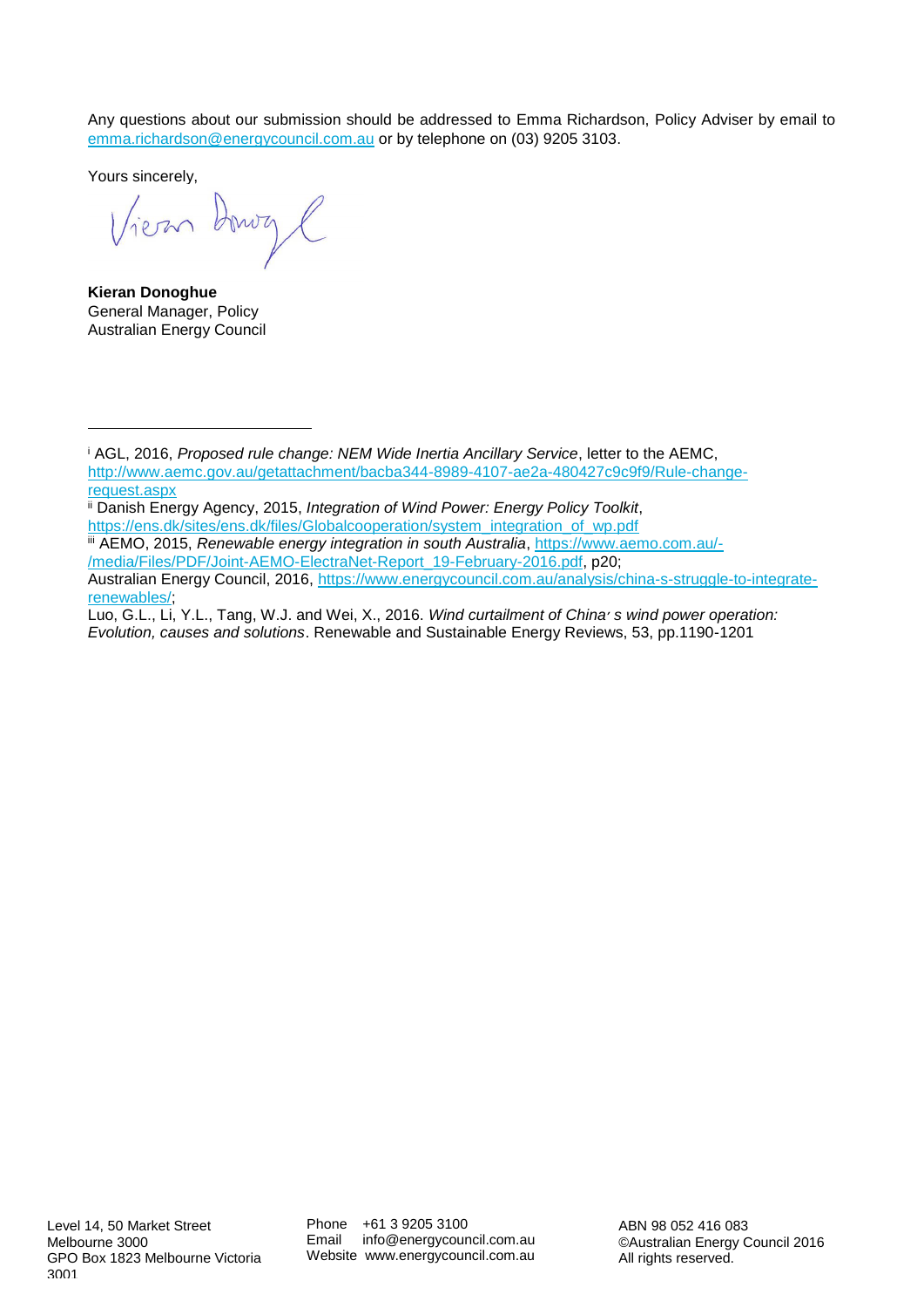Any questions about our submission should be addressed to Emma Richardson, Policy Adviser by email to emma.richardson@energycouncil.com.au or by telephone on (03) 9205 3103.

Yours sincerely,

**Kieran Donoghue**
General Manager, Policy
Australian Energy Council

---

[i] AGL, 2016, *Proposed rule change: NEM Wide Inertia Ancillary Service*, letter to the AEMC, http://www.aemc.gov.au/getattachment/bacba344-8989-4107-ae2a-480427c9c9f9/Rule-change-request.aspx

[ii] Danish Energy Agency, 2015, *Integration of Wind Power: Energy Policy Toolkit*, https://ens.dk/sites/ens.dk/files/Globalcooperation/system_integration_of_wp.pdf

[iii] AEMO, 2015, *Renewable energy integration in south Australia*, https://www.aemo.com.au/-/media/Files/PDF/Joint-AEMO-ElectraNet-Report_19-February-2016.pdf, p20;
Australian Energy Council, 2016, https://www.energycouncil.com.au/analysis/china-s-struggle-to-integrate-renewables/;
Luo, G.L., Li, Y.L., Tang, W.J. and Wei, X., 2016. *Wind curtailment of China′ s wind power operation: Evolution, causes and solutions*. Renewable and Sustainable Energy Reviews, 53, pp.1190-1201